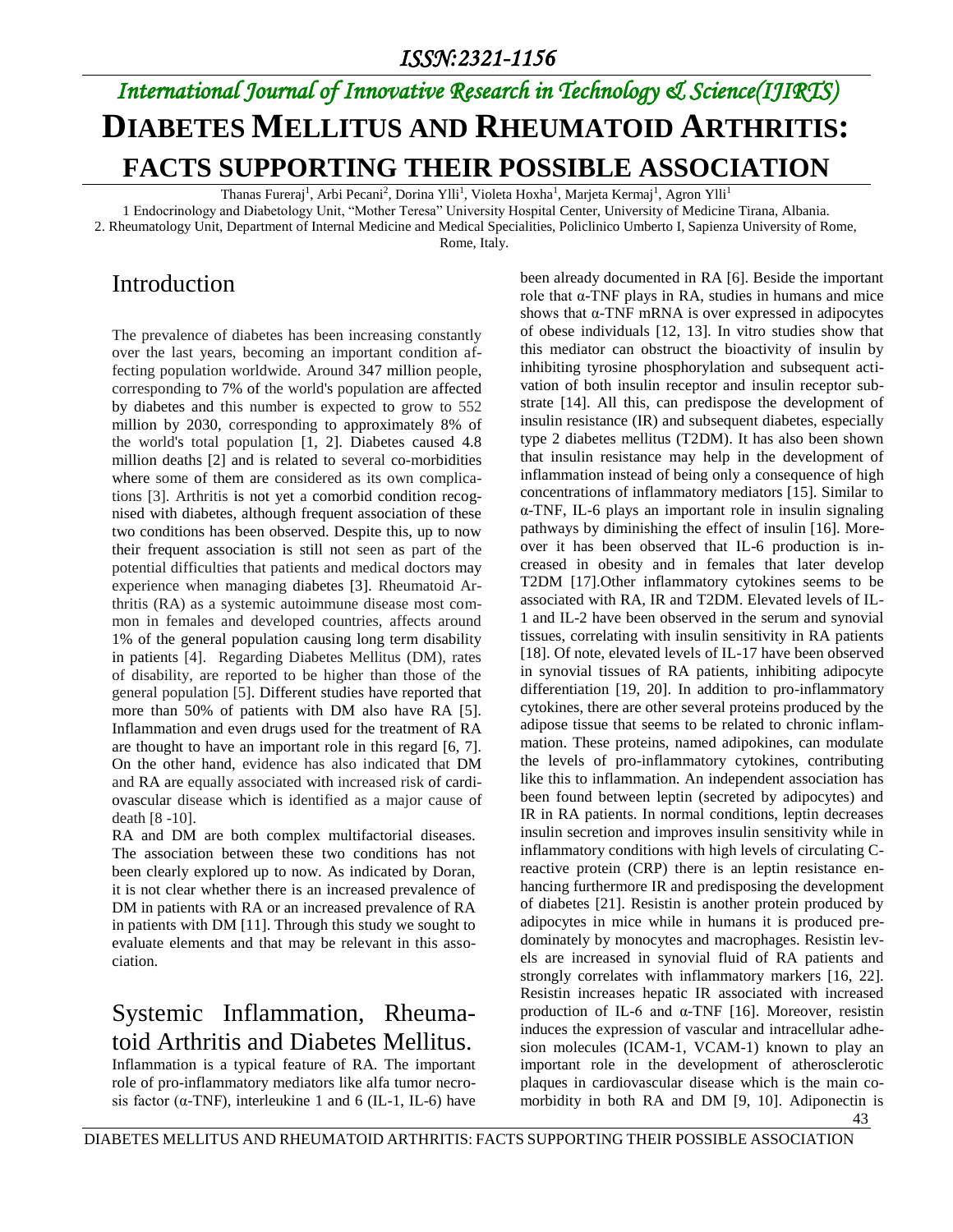# DIABETES MELLITUS AND RHEUMATOID ARTHRITIS: FACTS SUPPORTING THEIR POSSIBLE ASSOCIATION

Thanas Fureraj[1], Arbi Pecani[2], Dorina Ylli[1], Violeta Hoxha[1], Marjeta Kermaj[1], Agron Ylli[1]

1 Endocrinology and Diabetology Unit, "Mother Teresa" University Hospital Center, University of Medicine Tirana, Albania.
2. Rheumatology Unit, Department of Internal Medicine and Medical Specialities, Policlinico Umberto I, Sapienza University of Rome, Rome, Italy.

## Introduction

The prevalence of diabetes has been increasing constantly over the last years, becoming an important condition affecting population worldwide. Around 347 million people, corresponding to 7% of the world's population are affected by diabetes and this number is expected to grow to 552 million by 2030, corresponding to approximately 8% of the world's total population [1, 2]. Diabetes caused 4.8 million deaths [2] and is related to several co-morbidities where some of them are considered as its own complications [3]. Arthritis is not yet a comorbid condition recognised with diabetes, although frequent association of these two conditions has been observed. Despite this, up to now their frequent association is still not seen as part of the potential difficulties that patients and medical doctors may experience when managing diabetes [3]. Rheumatoid Arthritis (RA) as a systemic autoimmune disease most common in females and developed countries, affects around 1% of the general population causing long term disability in patients [4]. Regarding Diabetes Mellitus (DM), rates of disability, are reported to be higher than those of the general population [5]. Different studies have reported that more than 50% of patients with DM also have RA [5]. Inflammation and even drugs used for the treatment of RA are thought to have an important role in this regard [6, 7]. On the other hand, evidence has also indicated that DM and RA are equally associated with increased risk of cardiovascular disease which is identified as a major cause of death [8 -10].

RA and DM are both complex multifactorial diseases. The association between these two conditions has not been clearly explored up to now. As indicated by Doran, it is not clear whether there is an increased prevalence of DM in patients with RA or an increased prevalence of RA in patients with DM [11]. Through this study we sought to evaluate elements and that may be relevant in this association.

## Systemic Inflammation, Rheumatoid Arthritis and Diabetes Mellitus.

Inflammation is a typical feature of RA. The important role of pro-inflammatory mediators like alfa tumor necrosis factor (α-TNF), interleukine 1 and 6 (IL-1, IL-6) have been already documented in RA [6]. Beside the important role that α-TNF plays in RA, studies in humans and mice shows that α-TNF mRNA is over expressed in adipocytes of obese individuals [12, 13]. In vitro studies show that this mediator can obstruct the bioactivity of insulin by inhibiting tyrosine phosphorylation and subsequent activation of both insulin receptor and insulin receptor substrate [14]. All this, can predispose the development of insulin resistance (IR) and subsequent diabetes, especially type 2 diabetes mellitus (T2DM). It has also been shown that insulin resistance may help in the development of inflammation instead of being only a consequence of high concentrations of inflammatory mediators [15]. Similar to α-TNF, IL-6 plays an important role in insulin signaling pathways by diminishing the effect of insulin [16]. Moreover it has been observed that IL-6 production is increased in obesity and in females that later develop T2DM [17].Other inflammatory cytokines seems to be associated with RA, IR and T2DM. Elevated levels of IL-1 and IL-2 have been observed in the serum and synovial tissues, correlating with insulin sensitivity in RA patients [18]. Of note, elevated levels of IL-17 have been observed in synovial tissues of RA patients, inhibiting adipocyte differentiation [19, 20]. In addition to pro-inflammatory cytokines, there are other several proteins produced by the adipose tissue that seems to be related to chronic inflammation. These proteins, named adipokines, can modulate the levels of pro-inflammatory cytokines, contributing like this to inflammation. An independent association has been found between leptin (secreted by adipocytes) and IR in RA patients. In normal conditions, leptin decreases insulin secretion and improves insulin sensitivity while in inflammatory conditions with high levels of circulating C-reactive protein (CRP) there is an leptin resistance enhancing furthermore IR and predisposing the development of diabetes [21]. Resistin is another protein produced by adipocytes in mice while in humans it is produced predominately by monocytes and macrophages. Resistin levels are increased in synovial fluid of RA patients and strongly correlates with inflammatory markers [16, 22]. Resistin increases hepatic IR associated with increased production of IL-6 and α-TNF [16]. Moreover, resistin induces the expression of vascular and intracellular adhesion molecules (ICAM-1, VCAM-1) known to play an important role in the development of atherosclerotic plaques in cardiovascular disease which is the main comorbidity in both RA and DM [9, 10]. Adiponectin is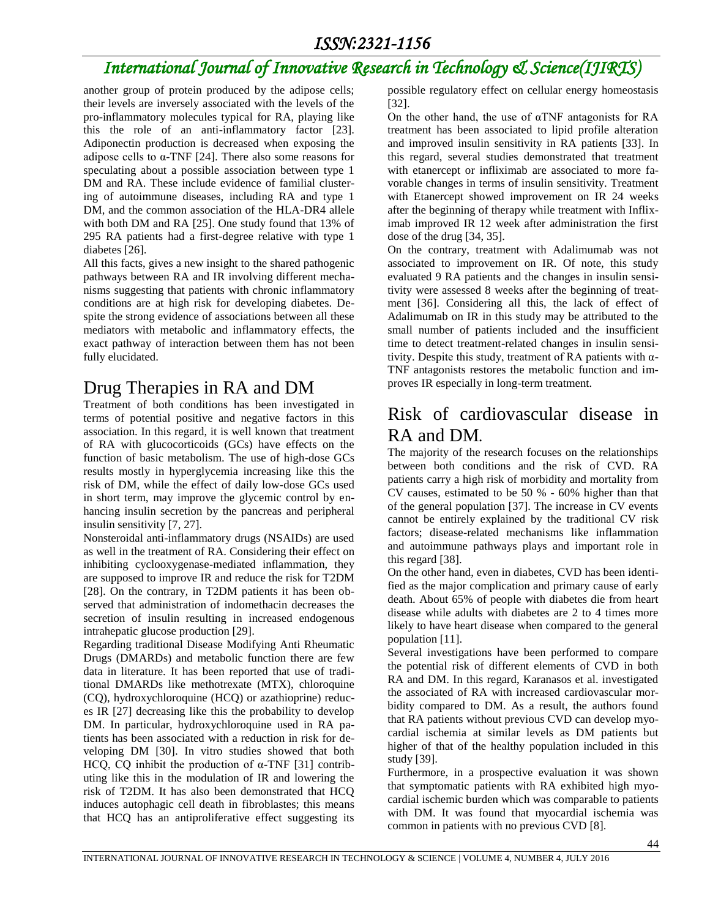another group of protein produced by the adipose cells; their levels are inversely associated with the levels of the pro-inflammatory molecules typical for RA, playing like this the role of an anti-inflammatory factor [23]. Adiponectin production is decreased when exposing the adipose cells to α-TNF [24]. There also some reasons for speculating about a possible association between type 1 DM and RA. These include evidence of familial clustering of autoimmune diseases, including RA and type 1 DM, and the common association of the HLA-DR4 allele with both DM and RA [25]. One study found that 13% of 295 RA patients had a first-degree relative with type 1 diabetes [26].

All this facts, gives a new insight to the shared pathogenic pathways between RA and IR involving different mechanisms suggesting that patients with chronic inflammatory conditions are at high risk for developing diabetes. Despite the strong evidence of associations between all these mediators with metabolic and inflammatory effects, the exact pathway of interaction between them has not been fully elucidated.

## Drug Therapies in RA and DM

Treatment of both conditions has been investigated in terms of potential positive and negative factors in this association. In this regard, it is well known that treatment of RA with glucocorticoids (GCs) have effects on the function of basic metabolism. The use of high-dose GCs results mostly in hyperglycemia increasing like this the risk of DM, while the effect of daily low-dose GCs used in short term, may improve the glycemic control by enhancing insulin secretion by the pancreas and peripheral insulin sensitivity [7, 27].

Nonsteroidal anti-inflammatory drugs (NSAIDs) are used as well in the treatment of RA. Considering their effect on inhibiting cyclooxygenase-mediated inflammation, they are supposed to improve IR and reduce the risk for T2DM [28]. On the contrary, in T2DM patients it has been observed that administration of indomethacin decreases the secretion of insulin resulting in increased endogenous intrahepatic glucose production [29].

Regarding traditional Disease Modifying Anti Rheumatic Drugs (DMARDs) and metabolic function there are few data in literature. It has been reported that use of traditional DMARDs like methotrexate (MTX), chloroquine (CQ), hydroxychloroquine (HCQ) or azathioprine) reduces IR [27] decreasing like this the probability to develop DM. In particular, hydroxychloroquine used in RA patients has been associated with a reduction in risk for developing DM [30]. In vitro studies showed that both HCQ, CQ inhibit the production of α-TNF [31] contributing like this in the modulation of IR and lowering the risk of T2DM. It has also been demonstrated that HCQ induces autophagic cell death in fibroblastes; this means that HCQ has an antiproliferative effect suggesting its possible regulatory effect on cellular energy homeostasis [32].

On the other hand, the use of αTNF antagonists for RA treatment has been associated to lipid profile alteration and improved insulin sensitivity in RA patients [33]. In this regard, several studies demonstrated that treatment with etanercept or infliximab are associated to more favorable changes in terms of insulin sensitivity. Treatment with Etanercept showed improvement on IR 24 weeks after the beginning of therapy while treatment with Infliximab improved IR 12 week after administration the first dose of the drug [34, 35].

On the contrary, treatment with Adalimumab was not associated to improvement on IR. Of note, this study evaluated 9 RA patients and the changes in insulin sensitivity were assessed 8 weeks after the beginning of treatment [36]. Considering all this, the lack of effect of Adalimumab on IR in this study may be attributed to the small number of patients included and the insufficient time to detect treatment-related changes in insulin sensitivity. Despite this study, treatment of RA patients with α-TNF antagonists restores the metabolic function and improves IR especially in long-term treatment.

## Risk of cardiovascular disease in RA and DM.

The majority of the research focuses on the relationships between both conditions and the risk of CVD. RA patients carry a high risk of morbidity and mortality from CV causes, estimated to be 50 % - 60% higher than that of the general population [37]. The increase in CV events cannot be entirely explained by the traditional CV risk factors; disease-related mechanisms like inflammation and autoimmune pathways plays and important role in this regard [38].

On the other hand, even in diabetes, CVD has been identified as the major complication and primary cause of early death. About 65% of people with diabetes die from heart disease while adults with diabetes are 2 to 4 times more likely to have heart disease when compared to the general population [11].

Several investigations have been performed to compare the potential risk of different elements of CVD in both RA and DM. In this regard, Karanasos et al. investigated the associated of RA with increased cardiovascular morbidity compared to DM. As a result, the authors found that RA patients without previous CVD can develop myocardial ischemia at similar levels as DM patients but higher of that of the healthy population included in this study [39].

Furthermore, in a prospective evaluation it was shown that symptomatic patients with RA exhibited high myocardial ischemic burden which was comparable to patients with DM. It was found that myocardial ischemia was common in patients with no previous CVD [8].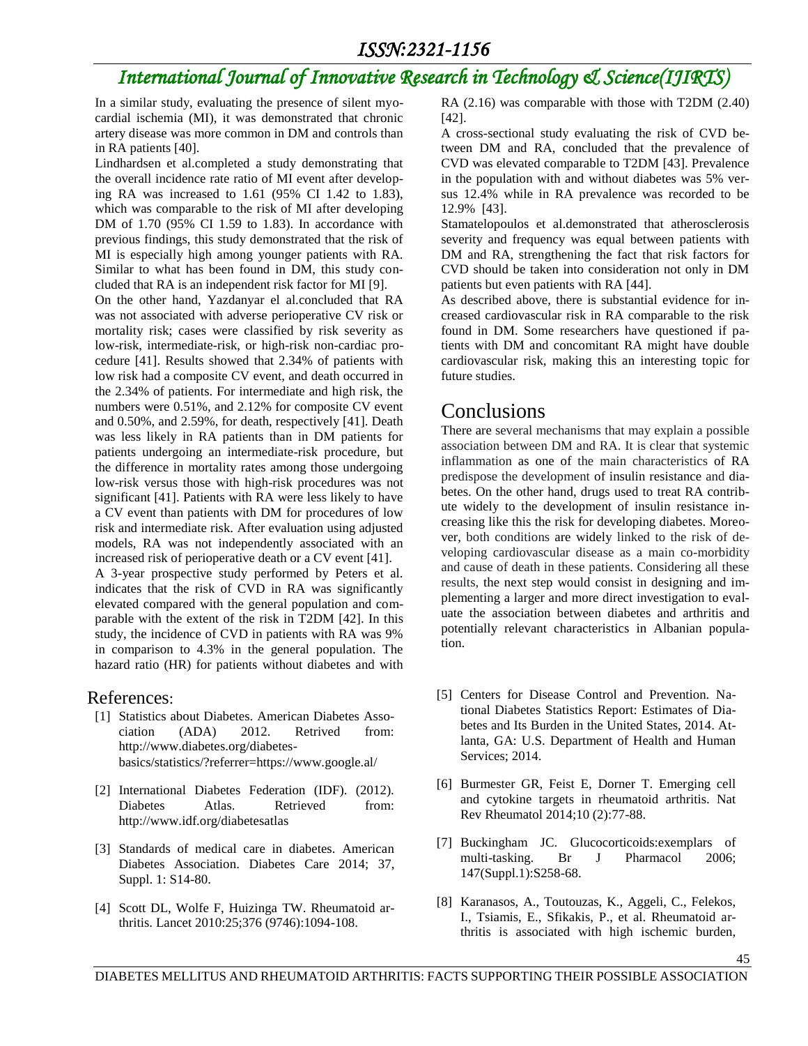In a similar study, evaluating the presence of silent myocardial ischemia (MI), it was demonstrated that chronic artery disease was more common in DM and controls than in RA patients [40].

Lindhardsen et al.completed a study demonstrating that the overall incidence rate ratio of MI event after developing RA was increased to 1.61 (95% CI 1.42 to 1.83), which was comparable to the risk of MI after developing DM of 1.70 (95% CI 1.59 to 1.83). In accordance with previous findings, this study demonstrated that the risk of MI is especially high among younger patients with RA. Similar to what has been found in DM, this study concluded that RA is an independent risk factor for MI [9].

On the other hand, Yazdanyar el al.concluded that RA was not associated with adverse perioperative CV risk or mortality risk; cases were classified by risk severity as low-risk, intermediate-risk, or high-risk non-cardiac procedure [41]. Results showed that 2.34% of patients with low risk had a composite CV event, and death occurred in the 2.34% of patients. For intermediate and high risk, the numbers were 0.51%, and 2.12% for composite CV event and 0.50%, and 2.59%, for death, respectively [41]. Death was less likely in RA patients than in DM patients for patients undergoing an intermediate-risk procedure, but the difference in mortality rates among those undergoing low-risk versus those with high-risk procedures was not significant [41]. Patients with RA were less likely to have a CV event than patients with DM for procedures of low risk and intermediate risk. After evaluation using adjusted models, RA was not independently associated with an increased risk of perioperative death or a CV event [41].

A 3-year prospective study performed by Peters et al. indicates that the risk of CVD in RA was significantly elevated compared with the general population and comparable with the extent of the risk in T2DM [42]. In this study, the incidence of CVD in patients with RA was 9% in comparison to 4.3% in the general population. The hazard ratio (HR) for patients without diabetes and with RA (2.16) was comparable with those with T2DM (2.40) [42].

A cross-sectional study evaluating the risk of CVD between DM and RA, concluded that the prevalence of CVD was elevated comparable to T2DM [43]. Prevalence in the population with and without diabetes was 5% versus 12.4% while in RA prevalence was recorded to be 12.9% [43].

Stamatelopoulos et al.demonstrated that atherosclerosis severity and frequency was equal between patients with DM and RA, strengthening the fact that risk factors for CVD should be taken into consideration not only in DM patients but even patients with RA [44].

As described above, there is substantial evidence for increased cardiovascular risk in RA comparable to the risk found in DM. Some researchers have questioned if patients with DM and concomitant RA might have double cardiovascular risk, making this an interesting topic for future studies.

# Conclusions

There are several mechanisms that may explain a possible association between DM and RA. It is clear that systemic inflammation as one of the main characteristics of RA predispose the development of insulin resistance and diabetes. On the other hand, drugs used to treat RA contribute widely to the development of insulin resistance increasing like this the risk for developing diabetes. Moreover, both conditions are widely linked to the risk of developing cardiovascular disease as a main co-morbidity and cause of death in these patients. Considering all these results, the next step would consist in designing and implementing a larger and more direct investigation to evaluate the association between diabetes and arthritis and potentially relevant characteristics in Albanian population.

# References:

[1] Statistics about Diabetes. American Diabetes Association (ADA) 2012. Retrived from: http://www.diabetes.org/diabetes-basics/statistics/?referrer=https://www.google.al/

[2] International Diabetes Federation (IDF). (2012). Diabetes Atlas. Retrieved from: http://www.idf.org/diabetesatlas

[3] Standards of medical care in diabetes. American Diabetes Association. Diabetes Care 2014; 37, Suppl. 1: S14-80.

[4] Scott DL, Wolfe F, Huizinga TW. Rheumatoid arthritis. Lancet 2010:25;376 (9746):1094-108.

[5] Centers for Disease Control and Prevention. National Diabetes Statistics Report: Estimates of Diabetes and Its Burden in the United States, 2014. Atlanta, GA: U.S. Department of Health and Human Services; 2014.

[6] Burmester GR, Feist E, Dorner T. Emerging cell and cytokine targets in rheumatoid arthritis. Nat Rev Rheumatol 2014;10 (2):77-88.

[7] Buckingham JC. Glucocorticoids:exemplars of multi-tasking. Br J Pharmacol 2006; 147(Suppl.1):S258-68.

[8] Karanasos, A., Toutouzas, K., Aggeli, C., Felekos, I., Tsiamis, E., Sfikakis, P., et al. Rheumatoid arthritis is associated with high ischemic burden,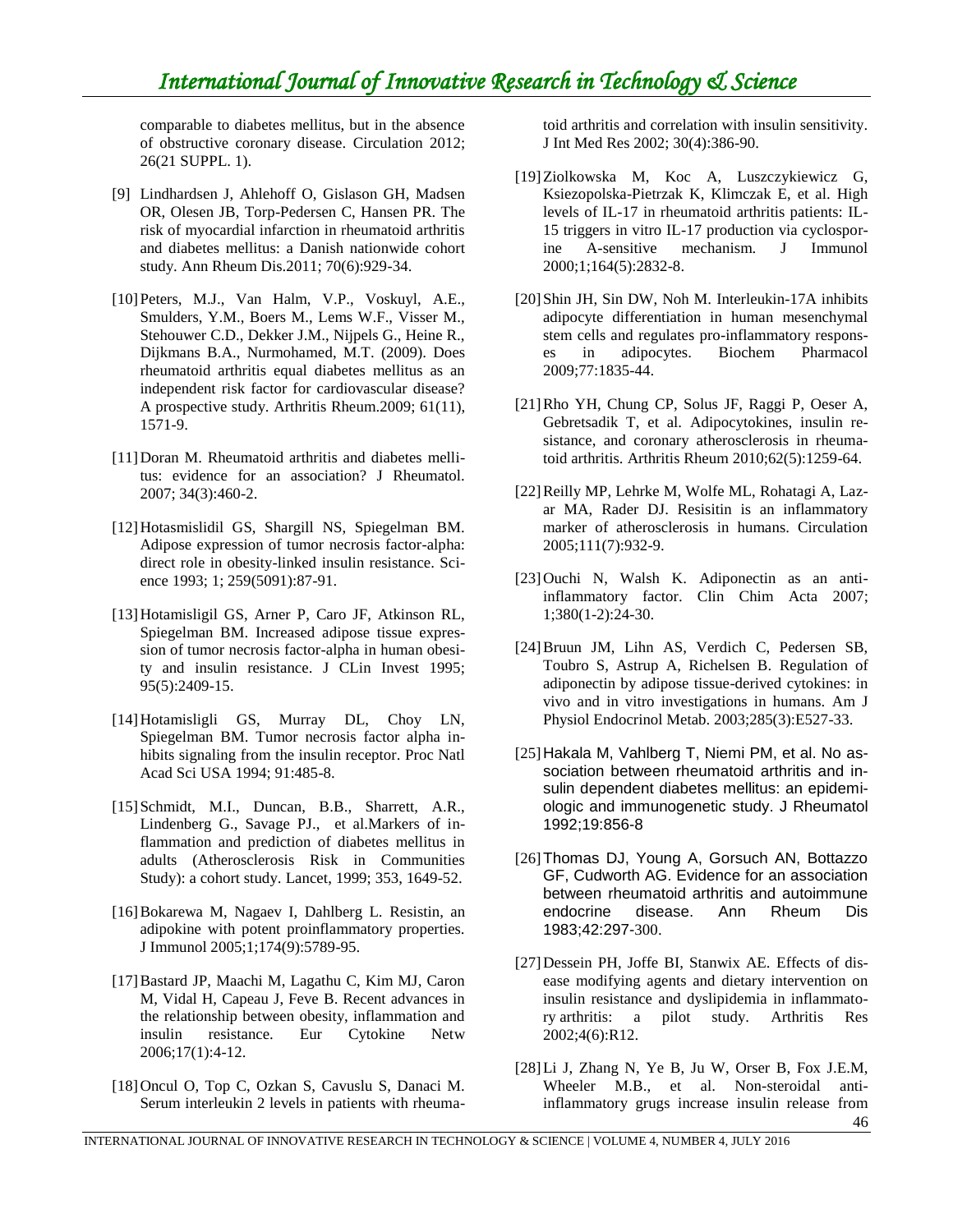comparable to diabetes mellitus, but in the absence of obstructive coronary disease. Circulation 2012; 26(21 SUPPL. 1).

[9] Lindhardsen J, Ahlehoff O, Gislason GH, Madsen OR, Olesen JB, Torp-Pedersen C, Hansen PR. The risk of myocardial infarction in rheumatoid arthritis and diabetes mellitus: a Danish nationwide cohort study. Ann Rheum Dis.2011; 70(6):929-34.

[10] Peters, M.J., Van Halm, V.P., Voskuyl, A.E., Smulders, Y.M., Boers M., Lems W.F., Visser M., Stehouwer C.D., Dekker J.M., Nijpels G., Heine R., Dijkmans B.A., Nurmohamed, M.T. (2009). Does rheumatoid arthritis equal diabetes mellitus as an independent risk factor for cardiovascular disease? A prospective study. Arthritis Rheum.2009; 61(11), 1571-9.

[11] Doran M. Rheumatoid arthritis and diabetes mellitus: evidence for an association? J Rheumatol. 2007; 34(3):460-2.

[12] Hotasmislidil GS, Shargill NS, Spiegelman BM. Adipose expression of tumor necrosis factor-alpha: direct role in obesity-linked insulin resistance. Science 1993; 1; 259(5091):87-91.

[13] Hotamisligil GS, Arner P, Caro JF, Atkinson RL, Spiegelman BM. Increased adipose tissue expression of tumor necrosis factor-alpha in human obesity and insulin resistance. J CLin Invest 1995; 95(5):2409-15.

[14] Hotamisligli GS, Murray DL, Choy LN, Spiegelman BM. Tumor necrosis factor alpha inhibits signaling from the insulin receptor. Proc Natl Acad Sci USA 1994; 91:485-8.

[15] Schmidt, M.I., Duncan, B.B., Sharrett, A.R., Lindenberg G., Savage PJ., et al.Markers of inflammation and prediction of diabetes mellitus in adults (Atherosclerosis Risk in Communities Study): a cohort study. Lancet, 1999; 353, 1649-52.

[16] Bokarewa M, Nagaev I, Dahlberg L. Resistin, an adipokine with potent proinflammatory properties. J Immunol 2005;1;174(9):5789-95.

[17] Bastard JP, Maachi M, Lagathu C, Kim MJ, Caron M, Vidal H, Capeau J, Feve B. Recent advances in the relationship between obesity, inflammation and insulin resistance. Eur Cytokine Netw 2006;17(1):4-12.

[18] Oncul O, Top C, Ozkan S, Cavuslu S, Danaci M. Serum interleukin 2 levels in patients with rheumatoid arthritis and correlation with insulin sensitivity. J Int Med Res 2002; 30(4):386-90.

[19] Ziolkowska M, Koc A, Luszczykiewicz G, Ksiezopolska-Pietrzak K, Klimczak E, et al. High levels of IL-17 in rheumatoid arthritis patients: IL-15 triggers in vitro IL-17 production via cyclosporine A-sensitive mechanism. J Immunol 2000;1;164(5):2832-8.

[20] Shin JH, Sin DW, Noh M. Interleukin-17A inhibits adipocyte differentiation in human mesenchymal stem cells and regulates pro-inflammatory responses in adipocytes. Biochem Pharmacol 2009;77:1835-44.

[21] Rho YH, Chung CP, Solus JF, Raggi P, Oeser A, Gebretsadik T, et al. Adipocytokines, insulin resistance, and coronary atherosclerosis in rheumatoid arthritis. Arthritis Rheum 2010;62(5):1259-64.

[22] Reilly MP, Lehrke M, Wolfe ML, Rohatagi A, Lazar MA, Rader DJ. Resisitin is an inflammatory marker of atherosclerosis in humans. Circulation 2005;111(7):932-9.

[23] Ouchi N, Walsh K. Adiponectin as an anti-inflammatory factor. Clin Chim Acta 2007; 1;380(1-2):24-30.

[24] Bruun JM, Lihn AS, Verdich C, Pedersen SB, Toubro S, Astrup A, Richelsen B. Regulation of adiponectin by adipose tissue-derived cytokines: in vivo and in vitro investigations in humans. Am J Physiol Endocrinol Metab. 2003;285(3):E527-33.

[25] Hakala M, Vahlberg T, Niemi PM, et al. No association between rheumatoid arthritis and insulin dependent diabetes mellitus: an epidemiologic and immunogenetic study. J Rheumatol 1992;19:856-8

[26] Thomas DJ, Young A, Gorsuch AN, Bottazzo GF, Cudworth AG. Evidence for an association between rheumatoid arthritis and autoimmune endocrine disease. Ann Rheum Dis 1983;42:297-300.

[27] Dessein PH, Joffe BI, Stanwix AE. Effects of disease modifying agents and dietary intervention on insulin resistance and dyslipidemia in inflammatory arthritis: a pilot study. Arthritis Res 2002;4(6):R12.

[28] Li J, Zhang N, Ye B, Ju W, Orser B, Fox J.E.M, Wheeler M.B., et al. Non-steroidal anti-inflammatory grugs increase insulin release from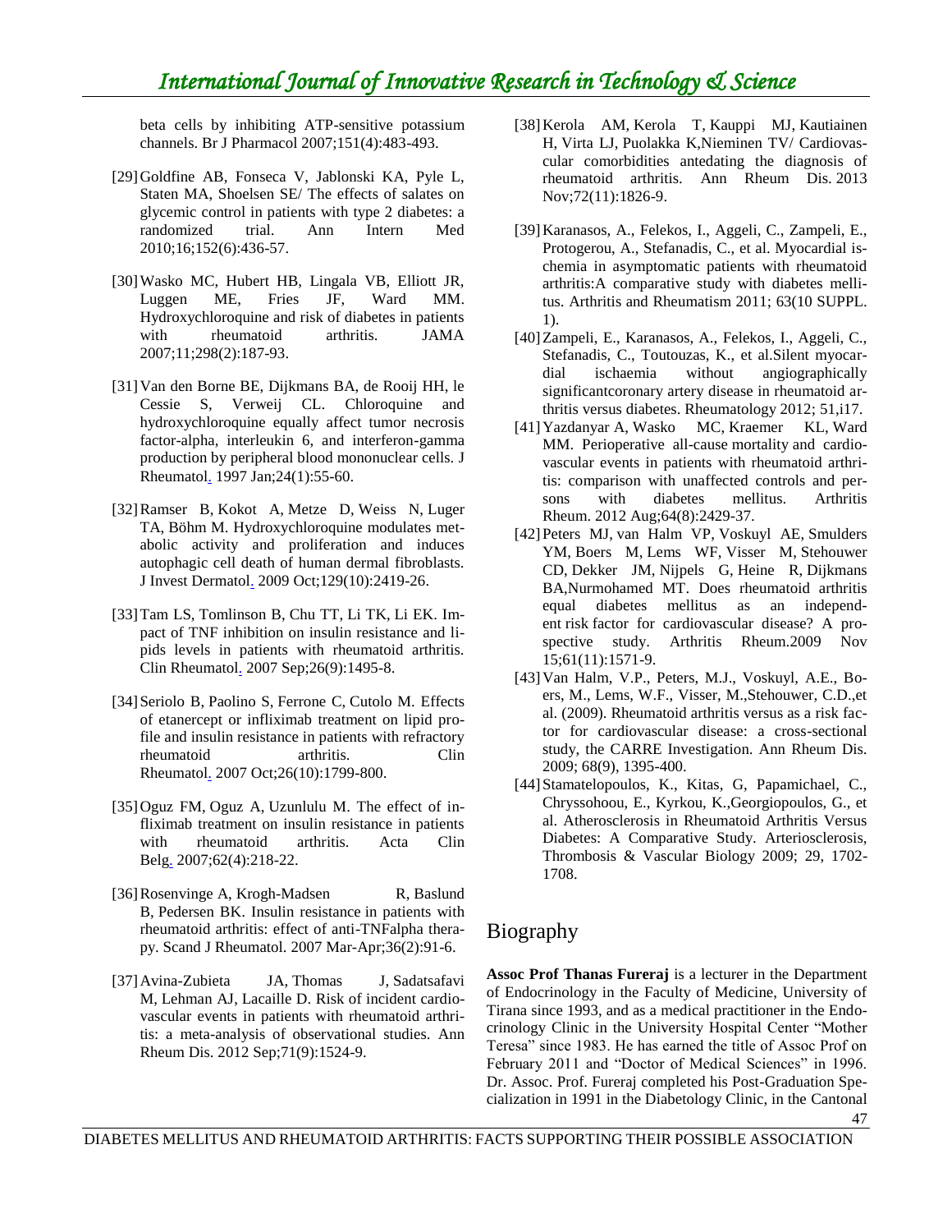beta cells by inhibiting ATP-sensitive potassium channels. Br J Pharmacol 2007;151(4):483-493.

[29] Goldfine AB, Fonseca V, Jablonski KA, Pyle L, Staten MA, Shoelsen SE/ The effects of salates on glycemic control in patients with type 2 diabetes: a randomized trial. Ann Intern Med 2010;16;152(6):436-57.

[30] Wasko MC, Hubert HB, Lingala VB, Elliott JR, Luggen ME, Fries JF, Ward MM. Hydroxychloroquine and risk of diabetes in patients with rheumatoid arthritis. JAMA 2007;11;298(2):187-93.

[31] Van den Borne BE, Dijkmans BA, de Rooij HH, le Cessie S, Verweij CL. Chloroquine and hydroxychloroquine equally affect tumor necrosis factor-alpha, interleukin 6, and interferon-gamma production by peripheral blood mononuclear cells. J Rheumatol. 1997 Jan;24(1):55-60.

[32] Ramser B, Kokot A, Metze D, Weiss N, Luger TA, Böhm M. Hydroxychloroquine modulates metabolic activity and proliferation and induces autophagic cell death of human dermal fibroblasts. J Invest Dermatol. 2009 Oct;129(10):2419-26.

[33] Tam LS, Tomlinson B, Chu TT, Li TK, Li EK. Impact of TNF inhibition on insulin resistance and lipids levels in patients with rheumatoid arthritis. Clin Rheumatol. 2007 Sep;26(9):1495-8.

[34] Seriolo B, Paolino S, Ferrone C, Cutolo M. Effects of etanercept or infliximab treatment on lipid profile and insulin resistance in patients with refractory rheumatoid arthritis. Clin Rheumatol. 2007 Oct;26(10):1799-800.

[35] Oguz FM, Oguz A, Uzunlulu M. The effect of infliximab treatment on insulin resistance in patients with rheumatoid arthritis. Acta Clin Belg. 2007;62(4):218-22.

[36] Rosenvinge A, Krogh-Madsen R, Baslund B, Pedersen BK. Insulin resistance in patients with rheumatoid arthritis: effect of anti-TNFalpha therapy. Scand J Rheumatol. 2007 Mar-Apr;36(2):91-6.

[37] Avina-Zubieta JA, Thomas J, Sadatsafavi M, Lehman AJ, Lacaille D. Risk of incident cardiovascular events in patients with rheumatoid arthritis: a meta-analysis of observational studies. Ann Rheum Dis. 2012 Sep;71(9):1524-9.

[38] Kerola AM, Kerola T, Kauppi MJ, Kautiainen H, Virta LJ, Puolakka K,Nieminen TV/ Cardiovascular comorbidities antedating the diagnosis of rheumatoid arthritis. Ann Rheum Dis. 2013 Nov;72(11):1826-9.

[39] Karanasos, A., Felekos, I., Aggeli, C., Zampeli, E., Protogerou, A., Stefanadis, C., et al. Myocardial ischemia in asymptomatic patients with rheumatoid arthritis:A comparative study with diabetes mellitus. Arthritis and Rheumatism 2011; 63(10 SUPPL. 1).

[40] Zampeli, E., Karanasos, A., Felekos, I., Aggeli, C., Stefanadis, C., Toutouzas, K., et al.Silent myocardial ischaemia without angiographically significantcoronary artery disease in rheumatoid arthritis versus diabetes. Rheumatology 2012; 51,i17.

[41] Yazdanyar A, Wasko MC, Kraemer KL, Ward MM. Perioperative all-cause mortality and cardiovascular events in patients with rheumatoid arthritis: comparison with unaffected controls and persons with diabetes mellitus. Arthritis Rheum. 2012 Aug;64(8):2429-37.

[42] Peters MJ, van Halm VP, Voskuyl AE, Smulders YM, Boers M, Lems WF, Visser M, Stehouwer CD, Dekker JM, Nijpels G, Heine R, Dijkmans BA,Nurmohamed MT. Does rheumatoid arthritis equal diabetes mellitus as an independent risk factor for cardiovascular disease? A prospective study. Arthritis Rheum.2009 Nov 15;61(11):1571-9.

[43] Van Halm, V.P., Peters, M.J., Voskuyl, A.E., Boers, M., Lems, W.F., Visser, M.,Stehouwer, C.D.,et al. (2009). Rheumatoid arthritis versus as a risk factor for cardiovascular disease: a cross-sectional study, the CARRE Investigation. Ann Rheum Dis. 2009; 68(9), 1395-400.

[44] Stamatelopoulos, K., Kitas, G, Papamichael, C., Chryssohoou, E., Kyrkou, K.,Georgiopoulos, G., et al. Atherosclerosis in Rheumatoid Arthritis Versus Diabetes: A Comparative Study. Arteriosclerosis, Thrombosis & Vascular Biology 2009; 29, 1702-1708.

## Biography

**Assoc Prof Thanas Fureraj** is a lecturer in the Department of Endocrinology in the Faculty of Medicine, University of Tirana since 1993, and as a medical practitioner in the Endocrinology Clinic in the University Hospital Center "Mother Teresa" since 1983. He has earned the title of Assoc Prof on February 2011 and "Doctor of Medical Sciences" in 1996. Dr. Assoc. Prof. Fureraj completed his Post-Graduation Specialization in 1991 in the Diabetology Clinic, in the Cantonal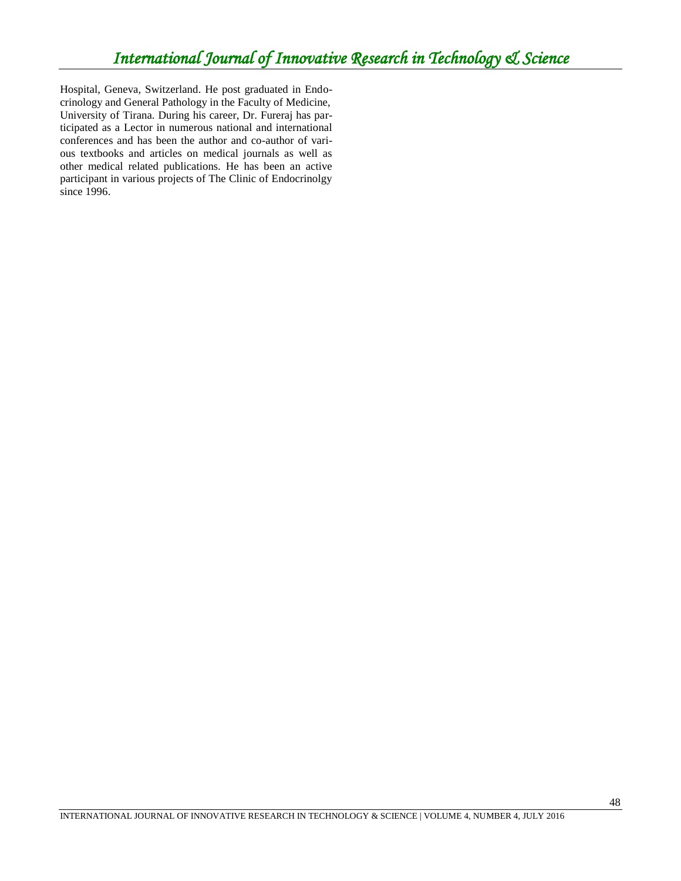Hospital, Geneva, Switzerland. He post graduated in Endocrinology and General Pathology in the Faculty of Medicine, University of Tirana. During his career, Dr. Fureraj has participated as a Lector in numerous national and international conferences and has been the author and co-author of various textbooks and articles on medical journals as well as other medical related publications. He has been an active participant in various projects of The Clinic of Endocrinolgy since 1996.